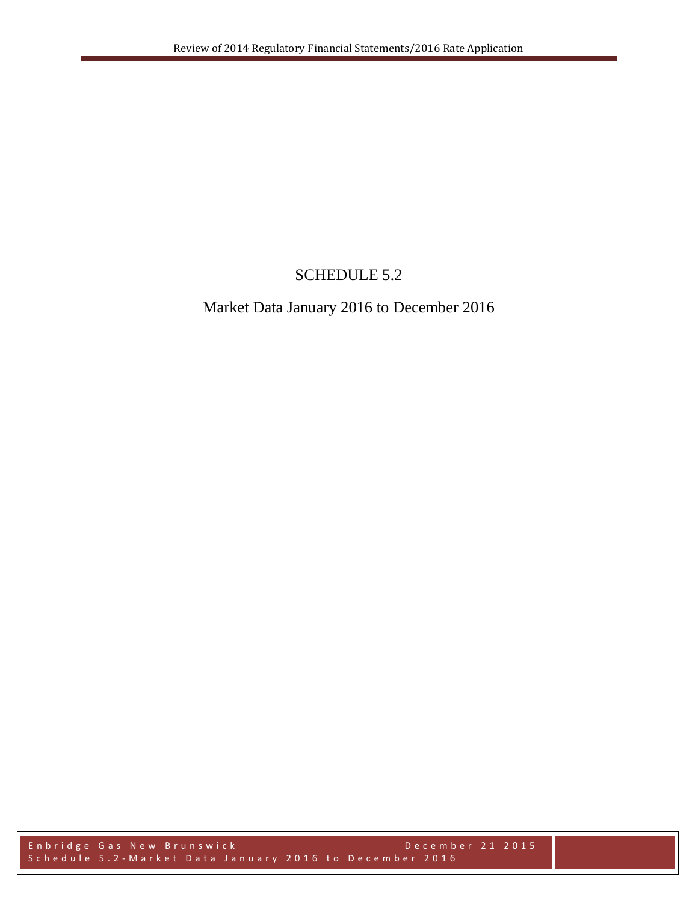# SCHEDULE 5.2

## Market Data January 2016 to December 2016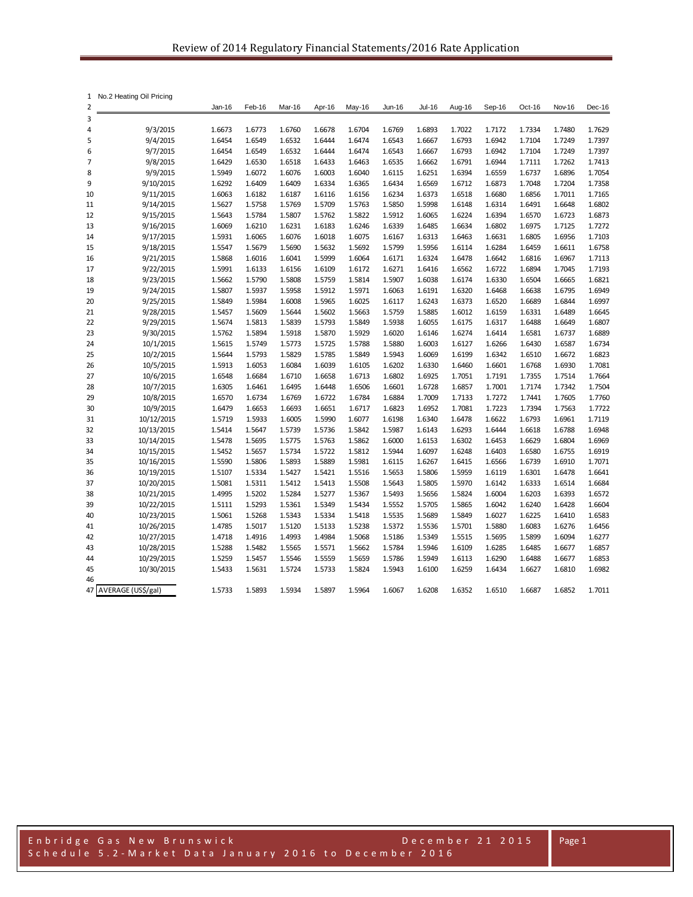No.2 Heating Oil Pricing

| | Jan-16 | Feb-16 | Mar-16 | Apr-16 | May-16 | Jun-16 | Jul-16 | Aug-16 | Sep-16 | Oct-16 | Nov-16 | Dec-16 |
|---|---|---|---|---|---|---|---|---|---|---|---|---|
| 9/3/2015 | 1.6673 | 1.6773 | 1.6760 | 1.6678 | 1.6704 | 1.6769 | 1.6893 | 1.7022 | 1.7172 | 1.7334 | 1.7480 | 1.7629 |
| 9/4/2015 | 1.6454 | 1.6549 | 1.6532 | 1.6444 | 1.6474 | 1.6543 | 1.6667 | 1.6793 | 1.6942 | 1.7104 | 1.7249 | 1.7397 |
| 9/7/2015 | 1.6454 | 1.6549 | 1.6532 | 1.6444 | 1.6474 | 1.6543 | 1.6667 | 1.6793 | 1.6942 | 1.7104 | 1.7249 | 1.7397 |
| 9/8/2015 | 1.6429 | 1.6530 | 1.6518 | 1.6433 | 1.6463 | 1.6535 | 1.6662 | 1.6791 | 1.6944 | 1.7111 | 1.7262 | 1.7413 |
| 9/9/2015 | 1.5949 | 1.6072 | 1.6076 | 1.6003 | 1.6040 | 1.6115 | 1.6251 | 1.6394 | 1.6559 | 1.6737 | 1.6896 | 1.7054 |
| 9/10/2015 | 1.6292 | 1.6409 | 1.6409 | 1.6334 | 1.6365 | 1.6434 | 1.6569 | 1.6712 | 1.6873 | 1.7048 | 1.7204 | 1.7358 |
| 9/11/2015 | 1.6063 | 1.6182 | 1.6187 | 1.6116 | 1.6156 | 1.6234 | 1.6373 | 1.6518 | 1.6680 | 1.6856 | 1.7011 | 1.7165 |
| 9/14/2015 | 1.5627 | 1.5758 | 1.5769 | 1.5709 | 1.5763 | 1.5850 | 1.5998 | 1.6148 | 1.6314 | 1.6491 | 1.6648 | 1.6802 |
| 9/15/2015 | 1.5643 | 1.5784 | 1.5807 | 1.5762 | 1.5822 | 1.5912 | 1.6065 | 1.6224 | 1.6394 | 1.6570 | 1.6723 | 1.6873 |
| 9/16/2015 | 1.6069 | 1.6210 | 1.6231 | 1.6183 | 1.6246 | 1.6339 | 1.6485 | 1.6634 | 1.6802 | 1.6975 | 1.7125 | 1.7272 |
| 9/17/2015 | 1.5931 | 1.6065 | 1.6076 | 1.6018 | 1.6075 | 1.6167 | 1.6313 | 1.6463 | 1.6631 | 1.6805 | 1.6956 | 1.7103 |
| 9/18/2015 | 1.5547 | 1.5679 | 1.5690 | 1.5632 | 1.5692 | 1.5799 | 1.5956 | 1.6114 | 1.6284 | 1.6459 | 1.6611 | 1.6758 |
| 9/21/2015 | 1.5868 | 1.6016 | 1.6041 | 1.5999 | 1.6064 | 1.6171 | 1.6324 | 1.6478 | 1.6642 | 1.6816 | 1.6967 | 1.7113 |
| 9/22/2015 | 1.5991 | 1.6133 | 1.6156 | 1.6109 | 1.6172 | 1.6271 | 1.6416 | 1.6562 | 1.6722 | 1.6894 | 1.7045 | 1.7193 |
| 9/23/2015 | 1.5662 | 1.5790 | 1.5808 | 1.5759 | 1.5814 | 1.5907 | 1.6038 | 1.6174 | 1.6330 | 1.6504 | 1.6665 | 1.6821 |
| 9/24/2015 | 1.5807 | 1.5937 | 1.5958 | 1.5912 | 1.5971 | 1.6063 | 1.6191 | 1.6320 | 1.6468 | 1.6638 | 1.6795 | 1.6949 |
| 9/25/2015 | 1.5849 | 1.5984 | 1.6008 | 1.5965 | 1.6025 | 1.6117 | 1.6243 | 1.6373 | 1.6520 | 1.6689 | 1.6844 | 1.6997 |
| 9/28/2015 | 1.5457 | 1.5609 | 1.5644 | 1.5602 | 1.5663 | 1.5759 | 1.5885 | 1.6012 | 1.6159 | 1.6331 | 1.6489 | 1.6645 |
| 9/29/2015 | 1.5674 | 1.5813 | 1.5839 | 1.5793 | 1.5849 | 1.5938 | 1.6055 | 1.6175 | 1.6317 | 1.6488 | 1.6649 | 1.6807 |
| 9/30/2015 | 1.5762 | 1.5894 | 1.5918 | 1.5870 | 1.5929 | 1.6020 | 1.6146 | 1.6274 | 1.6414 | 1.6581 | 1.6737 | 1.6889 |
| 10/1/2015 | 1.5615 | 1.5749 | 1.5773 | 1.5725 | 1.5788 | 1.5880 | 1.6003 | 1.6127 | 1.6266 | 1.6430 | 1.6587 | 1.6734 |
| 10/2/2015 | 1.5644 | 1.5793 | 1.5829 | 1.5785 | 1.5849 | 1.5943 | 1.6069 | 1.6199 | 1.6342 | 1.6510 | 1.6672 | 1.6823 |
| 10/5/2015 | 1.5913 | 1.6053 | 1.6084 | 1.6039 | 1.6105 | 1.6202 | 1.6330 | 1.6460 | 1.6601 | 1.6768 | 1.6930 | 1.7081 |
| 10/6/2015 | 1.6548 | 1.6684 | 1.6710 | 1.6658 | 1.6713 | 1.6802 | 1.6925 | 1.7051 | 1.7191 | 1.7355 | 1.7514 | 1.7664 |
| 10/7/2015 | 1.6305 | 1.6461 | 1.6495 | 1.6448 | 1.6506 | 1.6601 | 1.6728 | 1.6857 | 1.7001 | 1.7174 | 1.7342 | 1.7504 |
| 10/8/2015 | 1.6570 | 1.6734 | 1.6769 | 1.6722 | 1.6784 | 1.6884 | 1.7009 | 1.7133 | 1.7272 | 1.7441 | 1.7605 | 1.7760 |
| 10/9/2015 | 1.6479 | 1.6653 | 1.6693 | 1.6651 | 1.6717 | 1.6823 | 1.6952 | 1.7081 | 1.7223 | 1.7394 | 1.7563 | 1.7722 |
| 10/12/2015 | 1.5719 | 1.5933 | 1.6005 | 1.5990 | 1.6077 | 1.6198 | 1.6340 | 1.6478 | 1.6622 | 1.6793 | 1.6961 | 1.7119 |
| 10/13/2015 | 1.5414 | 1.5647 | 1.5739 | 1.5736 | 1.5842 | 1.5987 | 1.6143 | 1.6293 | 1.6444 | 1.6618 | 1.6788 | 1.6948 |
| 10/14/2015 | 1.5478 | 1.5695 | 1.5775 | 1.5763 | 1.5862 | 1.6000 | 1.6153 | 1.6302 | 1.6453 | 1.6629 | 1.6804 | 1.6969 |
| 10/15/2015 | 1.5452 | 1.5657 | 1.5734 | 1.5722 | 1.5812 | 1.5944 | 1.6097 | 1.6248 | 1.6403 | 1.6580 | 1.6755 | 1.6919 |
| 10/16/2015 | 1.5590 | 1.5806 | 1.5893 | 1.5889 | 1.5981 | 1.6115 | 1.6267 | 1.6415 | 1.6566 | 1.6739 | 1.6910 | 1.7071 |
| 10/19/2015 | 1.5107 | 1.5334 | 1.5427 | 1.5421 | 1.5516 | 1.5653 | 1.5806 | 1.5959 | 1.6119 | 1.6301 | 1.6478 | 1.6641 |
| 10/20/2015 | 1.5081 | 1.5311 | 1.5412 | 1.5413 | 1.5508 | 1.5643 | 1.5805 | 1.5970 | 1.6142 | 1.6333 | 1.6514 | 1.6684 |
| 10/21/2015 | 1.4995 | 1.5202 | 1.5284 | 1.5277 | 1.5367 | 1.5493 | 1.5656 | 1.5824 | 1.6004 | 1.6203 | 1.6393 | 1.6572 |
| 10/22/2015 | 1.5111 | 1.5293 | 1.5361 | 1.5349 | 1.5434 | 1.5552 | 1.5705 | 1.5865 | 1.6042 | 1.6240 | 1.6428 | 1.6604 |
| 10/23/2015 | 1.5061 | 1.5268 | 1.5343 | 1.5334 | 1.5418 | 1.5535 | 1.5689 | 1.5849 | 1.6027 | 1.6225 | 1.6410 | 1.6583 |
| 10/26/2015 | 1.4785 | 1.5017 | 1.5120 | 1.5133 | 1.5238 | 1.5372 | 1.5536 | 1.5701 | 1.5880 | 1.6083 | 1.6276 | 1.6456 |
| 10/27/2015 | 1.4718 | 1.4916 | 1.4993 | 1.4984 | 1.5068 | 1.5186 | 1.5349 | 1.5515 | 1.5695 | 1.5899 | 1.6094 | 1.6277 |
| 10/28/2015 | 1.5288 | 1.5482 | 1.5565 | 1.5571 | 1.5662 | 1.5784 | 1.5946 | 1.6109 | 1.6285 | 1.6485 | 1.6677 | 1.6857 |
| 10/29/2015 | 1.5259 | 1.5457 | 1.5546 | 1.5559 | 1.5659 | 1.5786 | 1.5949 | 1.6113 | 1.6290 | 1.6488 | 1.6677 | 1.6853 |
| 10/30/2015 | 1.5433 | 1.5631 | 1.5724 | 1.5733 | 1.5824 | 1.5943 | 1.6100 | 1.6259 | 1.6434 | 1.6627 | 1.6810 | 1.6982 |
| AVERAGE (US$/gal) | 1.5733 | 1.5893 | 1.5934 | 1.5897 | 1.5964 | 1.6067 | 1.6208 | 1.6352 | 1.6510 | 1.6687 | 1.6852 | 1.7011 |

Enbridge Gas New Brunswick — December 21 2015

Schedule 5.2 - Market Data January 2016 to December 2016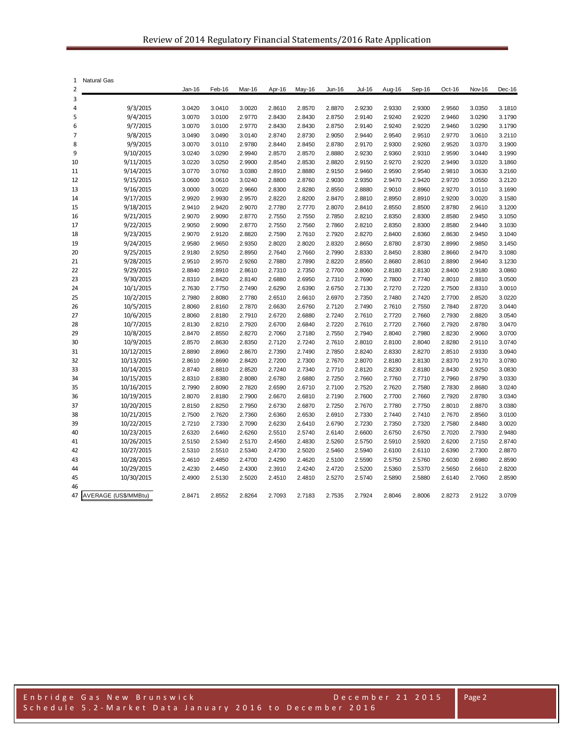| | Natural Gas | Jan-16 | Feb-16 | Mar-16 | Apr-16 | May-16 | Jun-16 | Jul-16 | Aug-16 | Sep-16 | Oct-16 | Nov-16 | Dec-16 |
|---|---|---|---|---|---|---|---|---|---|---|---|---|---|
| 3 | | | | | | | | | | | | | |
| 4 | 9/3/2015 | 3.0420 | 3.0410 | 3.0020 | 2.8610 | 2.8570 | 2.8870 | 2.9230 | 2.9330 | 2.9300 | 2.9560 | 3.0350 | 3.1810 |
| 5 | 9/4/2015 | 3.0070 | 3.0100 | 2.9770 | 2.8430 | 2.8430 | 2.8750 | 2.9140 | 2.9240 | 2.9220 | 2.9460 | 3.0290 | 3.1790 |
| 6 | 9/7/2015 | 3.0070 | 3.0100 | 2.9770 | 2.8430 | 2.8430 | 2.8750 | 2.9140 | 2.9240 | 2.9220 | 2.9460 | 3.0290 | 3.1790 |
| 7 | 9/8/2015 | 3.0490 | 3.0490 | 3.0140 | 2.8740 | 2.8730 | 2.9050 | 2.9440 | 2.9540 | 2.9510 | 2.9770 | 3.0610 | 3.2110 |
| 8 | 9/9/2015 | 3.0070 | 3.0110 | 2.9780 | 2.8440 | 2.8450 | 2.8780 | 2.9170 | 2.9300 | 2.9260 | 2.9520 | 3.0370 | 3.1900 |
| 9 | 9/10/2015 | 3.0240 | 3.0290 | 2.9940 | 2.8570 | 2.8570 | 2.8880 | 2.9230 | 2.9360 | 2.9310 | 2.9590 | 3.0440 | 3.1990 |
| 10 | 9/11/2015 | 3.0220 | 3.0250 | 2.9900 | 2.8540 | 2.8530 | 2.8820 | 2.9150 | 2.9270 | 2.9220 | 2.9490 | 3.0320 | 3.1860 |
| 11 | 9/14/2015 | 3.0770 | 3.0760 | 3.0380 | 2.8910 | 2.8880 | 2.9150 | 2.9460 | 2.9590 | 2.9540 | 2.9810 | 3.0630 | 3.2160 |
| 12 | 9/15/2015 | 3.0600 | 3.0610 | 3.0240 | 2.8800 | 2.8760 | 2.9030 | 2.9350 | 2.9470 | 2.9420 | 2.9720 | 3.0550 | 3.2120 |
| 13 | 9/16/2015 | 3.0000 | 3.0020 | 2.9660 | 2.8300 | 2.8280 | 2.8550 | 2.8880 | 2.9010 | 2.8960 | 2.9270 | 3.0110 | 3.1690 |
| 14 | 9/17/2015 | 2.9920 | 2.9930 | 2.9570 | 2.8220 | 2.8200 | 2.8470 | 2.8810 | 2.8950 | 2.8910 | 2.9200 | 3.0020 | 3.1580 |
| 15 | 9/18/2015 | 2.9410 | 2.9420 | 2.9070 | 2.7780 | 2.7770 | 2.8070 | 2.8410 | 2.8550 | 2.8500 | 2.8780 | 2.9610 | 3.1200 |
| 16 | 9/21/2015 | 2.9070 | 2.9090 | 2.8770 | 2.7550 | 2.7550 | 2.7850 | 2.8210 | 2.8350 | 2.8300 | 2.8580 | 2.9450 | 3.1050 |
| 17 | 9/22/2015 | 2.9050 | 2.9090 | 2.8770 | 2.7550 | 2.7560 | 2.7860 | 2.8210 | 2.8350 | 2.8300 | 2.8580 | 2.9440 | 3.1030 |
| 18 | 9/23/2015 | 2.9070 | 2.9120 | 2.8820 | 2.7590 | 2.7610 | 2.7920 | 2.8270 | 2.8400 | 2.8360 | 2.8630 | 2.9450 | 3.1040 |
| 19 | 9/24/2015 | 2.9580 | 2.9650 | 2.9350 | 2.8020 | 2.8020 | 2.8320 | 2.8650 | 2.8780 | 2.8730 | 2.8990 | 2.9850 | 3.1450 |
| 20 | 9/25/2015 | 2.9180 | 2.9250 | 2.8950 | 2.7640 | 2.7660 | 2.7990 | 2.8330 | 2.8450 | 2.8380 | 2.8660 | 2.9470 | 3.1080 |
| 21 | 9/28/2015 | 2.9510 | 2.9570 | 2.9260 | 2.7880 | 2.7890 | 2.8220 | 2.8560 | 2.8680 | 2.8610 | 2.8890 | 2.9640 | 3.1230 |
| 22 | 9/29/2015 | 2.8840 | 2.8910 | 2.8610 | 2.7310 | 2.7350 | 2.7700 | 2.8060 | 2.8180 | 2.8130 | 2.8400 | 2.9180 | 3.0860 |
| 23 | 9/30/2015 | 2.8310 | 2.8420 | 2.8140 | 2.6880 | 2.6950 | 2.7310 | 2.7690 | 2.7800 | 2.7740 | 2.8010 | 2.8810 | 3.0500 |
| 24 | 10/1/2015 | 2.7630 | 2.7750 | 2.7490 | 2.6290 | 2.6390 | 2.6750 | 2.7130 | 2.7270 | 2.7220 | 2.7500 | 2.8310 | 3.0010 |
| 25 | 10/2/2015 | 2.7980 | 2.8080 | 2.7780 | 2.6510 | 2.6610 | 2.6970 | 2.7350 | 2.7480 | 2.7420 | 2.7700 | 2.8520 | 3.0220 |
| 26 | 10/5/2015 | 2.8060 | 2.8160 | 2.7870 | 2.6630 | 2.6760 | 2.7120 | 2.7490 | 2.7610 | 2.7550 | 2.7840 | 2.8720 | 3.0440 |
| 27 | 10/6/2015 | 2.8060 | 2.8180 | 2.7910 | 2.6720 | 2.6880 | 2.7240 | 2.7610 | 2.7720 | 2.7660 | 2.7930 | 2.8820 | 3.0540 |
| 28 | 10/7/2015 | 2.8130 | 2.8210 | 2.7920 | 2.6700 | 2.6840 | 2.7220 | 2.7610 | 2.7720 | 2.7660 | 2.7920 | 2.8780 | 3.0470 |
| 29 | 10/8/2015 | 2.8470 | 2.8550 | 2.8270 | 2.7060 | 2.7180 | 2.7550 | 2.7940 | 2.8040 | 2.7980 | 2.8230 | 2.9060 | 3.0700 |
| 30 | 10/9/2015 | 2.8570 | 2.8630 | 2.8350 | 2.7120 | 2.7240 | 2.7610 | 2.8010 | 2.8100 | 2.8040 | 2.8280 | 2.9110 | 3.0740 |
| 31 | 10/12/2015 | 2.8890 | 2.8960 | 2.8670 | 2.7390 | 2.7490 | 2.7850 | 2.8240 | 2.8330 | 2.8270 | 2.8510 | 2.9330 | 3.0940 |
| 32 | 10/13/2015 | 2.8610 | 2.8690 | 2.8420 | 2.7200 | 2.7300 | 2.7670 | 2.8070 | 2.8180 | 2.8130 | 2.8370 | 2.9170 | 3.0780 |
| 33 | 10/14/2015 | 2.8740 | 2.8810 | 2.8520 | 2.7240 | 2.7340 | 2.7710 | 2.8120 | 2.8230 | 2.8180 | 2.8430 | 2.9250 | 3.0830 |
| 34 | 10/15/2015 | 2.8310 | 2.8380 | 2.8080 | 2.6780 | 2.6880 | 2.7250 | 2.7660 | 2.7760 | 2.7710 | 2.7960 | 2.8790 | 3.0330 |
| 35 | 10/16/2015 | 2.7990 | 2.8090 | 2.7820 | 2.6590 | 2.6710 | 2.7100 | 2.7520 | 2.7620 | 2.7580 | 2.7830 | 2.8680 | 3.0240 |
| 36 | 10/19/2015 | 2.8070 | 2.8180 | 2.7900 | 2.6670 | 2.6810 | 2.7190 | 2.7600 | 2.7700 | 2.7660 | 2.7920 | 2.8780 | 3.0340 |
| 37 | 10/20/2015 | 2.8150 | 2.8250 | 2.7950 | 2.6730 | 2.6870 | 2.7250 | 2.7670 | 2.7780 | 2.7750 | 2.8010 | 2.8870 | 3.0380 |
| 38 | 10/21/2015 | 2.7500 | 2.7620 | 2.7360 | 2.6360 | 2.6530 | 2.6910 | 2.7330 | 2.7440 | 2.7410 | 2.7670 | 2.8560 | 3.0100 |
| 39 | 10/22/2015 | 2.7210 | 2.7330 | 2.7090 | 2.6230 | 2.6410 | 2.6790 | 2.7230 | 2.7350 | 2.7320 | 2.7580 | 2.8480 | 3.0020 |
| 40 | 10/23/2015 | 2.6320 | 2.6460 | 2.6260 | 2.5510 | 2.5740 | 2.6140 | 2.6600 | 2.6750 | 2.6750 | 2.7020 | 2.7930 | 2.9480 |
| 41 | 10/26/2015 | 2.5150 | 2.5340 | 2.5170 | 2.4560 | 2.4830 | 2.5260 | 2.5750 | 2.5910 | 2.5920 | 2.6200 | 2.7150 | 2.8740 |
| 42 | 10/27/2015 | 2.5310 | 2.5510 | 2.5340 | 2.4730 | 2.5020 | 2.5460 | 2.5940 | 2.6100 | 2.6110 | 2.6390 | 2.7300 | 2.8870 |
| 43 | 10/28/2015 | 2.4610 | 2.4850 | 2.4700 | 2.4290 | 2.4620 | 2.5100 | 2.5590 | 2.5750 | 2.5760 | 2.6030 | 2.6980 | 2.8590 |
| 44 | 10/29/2015 | 2.4230 | 2.4450 | 2.4300 | 2.3910 | 2.4240 | 2.4720 | 2.5200 | 2.5360 | 2.5370 | 2.5650 | 2.6610 | 2.8200 |
| 45 | 10/30/2015 | 2.4900 | 2.5130 | 2.5020 | 2.4510 | 2.4810 | 2.5270 | 2.5740 | 2.5890 | 2.5880 | 2.6140 | 2.7060 | 2.8590 |
| 46 | | | | | | | | | | | | | |
| 47 | AVERAGE (US$/MMBtu) | 2.8471 | 2.8552 | 2.8264 | 2.7093 | 2.7183 | 2.7535 | 2.7924 | 2.8046 | 2.8006 | 2.8273 | 2.9122 | 3.0709 |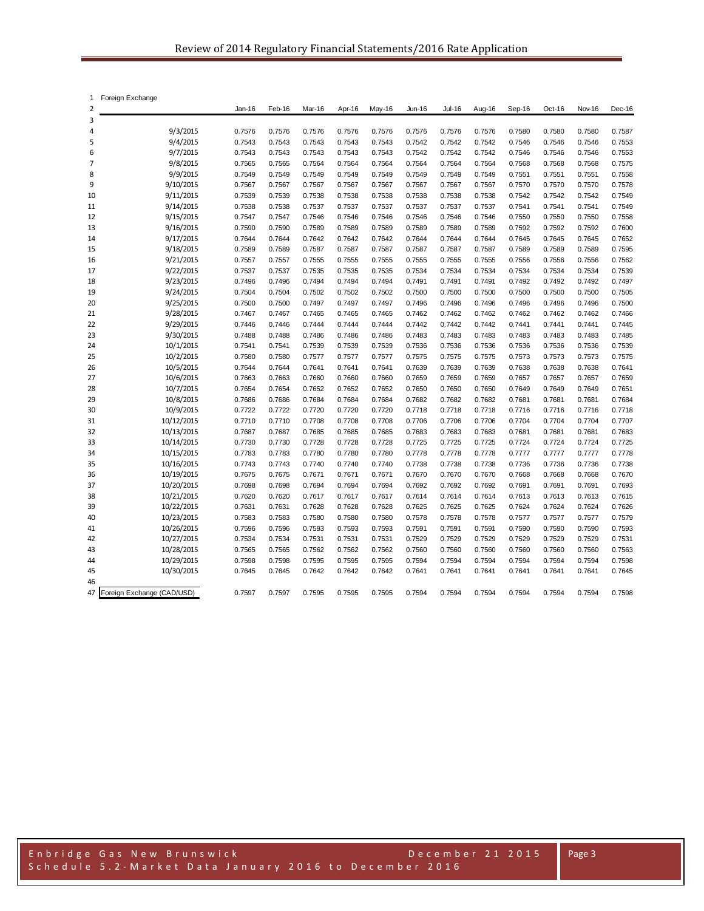| 1 | Foreign Exchange | | | | | | | | | | | | |
|---|---|---|---|---|---|---|---|---|---|---|---|---|---|
| 2 | | Jan-16 | Feb-16 | Mar-16 | Apr-16 | May-16 | Jun-16 | Jul-16 | Aug-16 | Sep-16 | Oct-16 | Nov-16 | Dec-16 |
| 3 | | | | | | | | | | | | | |
| 4 | 9/3/2015 | 0.7576 | 0.7576 | 0.7576 | 0.7576 | 0.7576 | 0.7576 | 0.7576 | 0.7576 | 0.7580 | 0.7580 | 0.7580 | 0.7587 |
| 5 | 9/4/2015 | 0.7543 | 0.7543 | 0.7543 | 0.7543 | 0.7543 | 0.7542 | 0.7542 | 0.7542 | 0.7546 | 0.7546 | 0.7546 | 0.7553 |
| 6 | 9/7/2015 | 0.7543 | 0.7543 | 0.7543 | 0.7543 | 0.7543 | 0.7542 | 0.7542 | 0.7542 | 0.7546 | 0.7546 | 0.7546 | 0.7553 |
| 7 | 9/8/2015 | 0.7565 | 0.7565 | 0.7564 | 0.7564 | 0.7564 | 0.7564 | 0.7564 | 0.7564 | 0.7568 | 0.7568 | 0.7568 | 0.7575 |
| 8 | 9/9/2015 | 0.7549 | 0.7549 | 0.7549 | 0.7549 | 0.7549 | 0.7549 | 0.7549 | 0.7549 | 0.7551 | 0.7551 | 0.7551 | 0.7558 |
| 9 | 9/10/2015 | 0.7567 | 0.7567 | 0.7567 | 0.7567 | 0.7567 | 0.7567 | 0.7567 | 0.7567 | 0.7570 | 0.7570 | 0.7570 | 0.7578 |
| 10 | 9/11/2015 | 0.7539 | 0.7539 | 0.7538 | 0.7538 | 0.7538 | 0.7538 | 0.7538 | 0.7538 | 0.7542 | 0.7542 | 0.7542 | 0.7549 |
| 11 | 9/14/2015 | 0.7538 | 0.7538 | 0.7537 | 0.7537 | 0.7537 | 0.7537 | 0.7537 | 0.7537 | 0.7541 | 0.7541 | 0.7541 | 0.7549 |
| 12 | 9/15/2015 | 0.7547 | 0.7547 | 0.7546 | 0.7546 | 0.7546 | 0.7546 | 0.7546 | 0.7546 | 0.7550 | 0.7550 | 0.7550 | 0.7558 |
| 13 | 9/16/2015 | 0.7590 | 0.7590 | 0.7589 | 0.7589 | 0.7589 | 0.7589 | 0.7589 | 0.7589 | 0.7592 | 0.7592 | 0.7592 | 0.7600 |
| 14 | 9/17/2015 | 0.7644 | 0.7644 | 0.7642 | 0.7642 | 0.7642 | 0.7644 | 0.7644 | 0.7644 | 0.7645 | 0.7645 | 0.7645 | 0.7652 |
| 15 | 9/18/2015 | 0.7589 | 0.7589 | 0.7587 | 0.7587 | 0.7587 | 0.7587 | 0.7587 | 0.7587 | 0.7589 | 0.7589 | 0.7589 | 0.7595 |
| 16 | 9/21/2015 | 0.7557 | 0.7557 | 0.7555 | 0.7555 | 0.7555 | 0.7555 | 0.7555 | 0.7555 | 0.7556 | 0.7556 | 0.7556 | 0.7562 |
| 17 | 9/22/2015 | 0.7537 | 0.7537 | 0.7535 | 0.7535 | 0.7535 | 0.7534 | 0.7534 | 0.7534 | 0.7534 | 0.7534 | 0.7534 | 0.7539 |
| 18 | 9/23/2015 | 0.7496 | 0.7496 | 0.7494 | 0.7494 | 0.7494 | 0.7491 | 0.7491 | 0.7491 | 0.7492 | 0.7492 | 0.7492 | 0.7497 |
| 19 | 9/24/2015 | 0.7504 | 0.7504 | 0.7502 | 0.7502 | 0.7502 | 0.7500 | 0.7500 | 0.7500 | 0.7500 | 0.7500 | 0.7500 | 0.7505 |
| 20 | 9/25/2015 | 0.7500 | 0.7500 | 0.7497 | 0.7497 | 0.7497 | 0.7496 | 0.7496 | 0.7496 | 0.7496 | 0.7496 | 0.7496 | 0.7500 |
| 21 | 9/28/2015 | 0.7467 | 0.7467 | 0.7465 | 0.7465 | 0.7465 | 0.7462 | 0.7462 | 0.7462 | 0.7462 | 0.7462 | 0.7462 | 0.7466 |
| 22 | 9/29/2015 | 0.7446 | 0.7446 | 0.7444 | 0.7444 | 0.7444 | 0.7442 | 0.7442 | 0.7442 | 0.7441 | 0.7441 | 0.7441 | 0.7445 |
| 23 | 9/30/2015 | 0.7488 | 0.7488 | 0.7486 | 0.7486 | 0.7486 | 0.7483 | 0.7483 | 0.7483 | 0.7483 | 0.7483 | 0.7483 | 0.7485 |
| 24 | 10/1/2015 | 0.7541 | 0.7541 | 0.7539 | 0.7539 | 0.7539 | 0.7536 | 0.7536 | 0.7536 | 0.7536 | 0.7536 | 0.7536 | 0.7539 |
| 25 | 10/2/2015 | 0.7580 | 0.7580 | 0.7577 | 0.7577 | 0.7577 | 0.7575 | 0.7575 | 0.7575 | 0.7573 | 0.7573 | 0.7573 | 0.7575 |
| 26 | 10/5/2015 | 0.7644 | 0.7644 | 0.7641 | 0.7641 | 0.7641 | 0.7639 | 0.7639 | 0.7639 | 0.7638 | 0.7638 | 0.7638 | 0.7641 |
| 27 | 10/6/2015 | 0.7663 | 0.7663 | 0.7660 | 0.7660 | 0.7660 | 0.7659 | 0.7659 | 0.7659 | 0.7657 | 0.7657 | 0.7657 | 0.7659 |
| 28 | 10/7/2015 | 0.7654 | 0.7654 | 0.7652 | 0.7652 | 0.7652 | 0.7650 | 0.7650 | 0.7650 | 0.7649 | 0.7649 | 0.7649 | 0.7651 |
| 29 | 10/8/2015 | 0.7686 | 0.7686 | 0.7684 | 0.7684 | 0.7684 | 0.7682 | 0.7682 | 0.7682 | 0.7681 | 0.7681 | 0.7681 | 0.7684 |
| 30 | 10/9/2015 | 0.7722 | 0.7722 | 0.7720 | 0.7720 | 0.7720 | 0.7718 | 0.7718 | 0.7718 | 0.7716 | 0.7716 | 0.7716 | 0.7718 |
| 31 | 10/12/2015 | 0.7710 | 0.7710 | 0.7708 | 0.7708 | 0.7708 | 0.7706 | 0.7706 | 0.7706 | 0.7704 | 0.7704 | 0.7704 | 0.7707 |
| 32 | 10/13/2015 | 0.7687 | 0.7687 | 0.7685 | 0.7685 | 0.7685 | 0.7683 | 0.7683 | 0.7683 | 0.7681 | 0.7681 | 0.7681 | 0.7683 |
| 33 | 10/14/2015 | 0.7730 | 0.7730 | 0.7728 | 0.7728 | 0.7728 | 0.7725 | 0.7725 | 0.7725 | 0.7724 | 0.7724 | 0.7724 | 0.7725 |
| 34 | 10/15/2015 | 0.7783 | 0.7783 | 0.7780 | 0.7780 | 0.7780 | 0.7778 | 0.7778 | 0.7778 | 0.7777 | 0.7777 | 0.7777 | 0.7778 |
| 35 | 10/16/2015 | 0.7743 | 0.7743 | 0.7740 | 0.7740 | 0.7740 | 0.7738 | 0.7738 | 0.7738 | 0.7736 | 0.7736 | 0.7736 | 0.7738 |
| 36 | 10/19/2015 | 0.7675 | 0.7675 | 0.7671 | 0.7671 | 0.7671 | 0.7670 | 0.7670 | 0.7670 | 0.7668 | 0.7668 | 0.7668 | 0.7670 |
| 37 | 10/20/2015 | 0.7698 | 0.7698 | 0.7694 | 0.7694 | 0.7694 | 0.7692 | 0.7692 | 0.7692 | 0.7691 | 0.7691 | 0.7691 | 0.7693 |
| 38 | 10/21/2015 | 0.7620 | 0.7620 | 0.7617 | 0.7617 | 0.7617 | 0.7614 | 0.7614 | 0.7614 | 0.7613 | 0.7613 | 0.7613 | 0.7615 |
| 39 | 10/22/2015 | 0.7631 | 0.7631 | 0.7628 | 0.7628 | 0.7628 | 0.7625 | 0.7625 | 0.7625 | 0.7624 | 0.7624 | 0.7624 | 0.7626 |
| 40 | 10/23/2015 | 0.7583 | 0.7583 | 0.7580 | 0.7580 | 0.7580 | 0.7578 | 0.7578 | 0.7578 | 0.7577 | 0.7577 | 0.7577 | 0.7579 |
| 41 | 10/26/2015 | 0.7596 | 0.7596 | 0.7593 | 0.7593 | 0.7593 | 0.7591 | 0.7591 | 0.7591 | 0.7590 | 0.7590 | 0.7590 | 0.7593 |
| 42 | 10/27/2015 | 0.7534 | 0.7534 | 0.7531 | 0.7531 | 0.7531 | 0.7529 | 0.7529 | 0.7529 | 0.7529 | 0.7529 | 0.7529 | 0.7531 |
| 43 | 10/28/2015 | 0.7565 | 0.7565 | 0.7562 | 0.7562 | 0.7562 | 0.7560 | 0.7560 | 0.7560 | 0.7560 | 0.7560 | 0.7560 | 0.7563 |
| 44 | 10/29/2015 | 0.7598 | 0.7598 | 0.7595 | 0.7595 | 0.7595 | 0.7594 | 0.7594 | 0.7594 | 0.7594 | 0.7594 | 0.7594 | 0.7598 |
| 45 | 10/30/2015 | 0.7645 | 0.7645 | 0.7642 | 0.7642 | 0.7642 | 0.7641 | 0.7641 | 0.7641 | 0.7641 | 0.7641 | 0.7641 | 0.7645 |
| 46 | | | | | | | | | | | | | |
| 47 | Foreign Exchange (CAD/USD) | 0.7597 | 0.7597 | 0.7595 | 0.7595 | 0.7595 | 0.7594 | 0.7594 | 0.7594 | 0.7594 | 0.7594 | 0.7594 | 0.7598 |